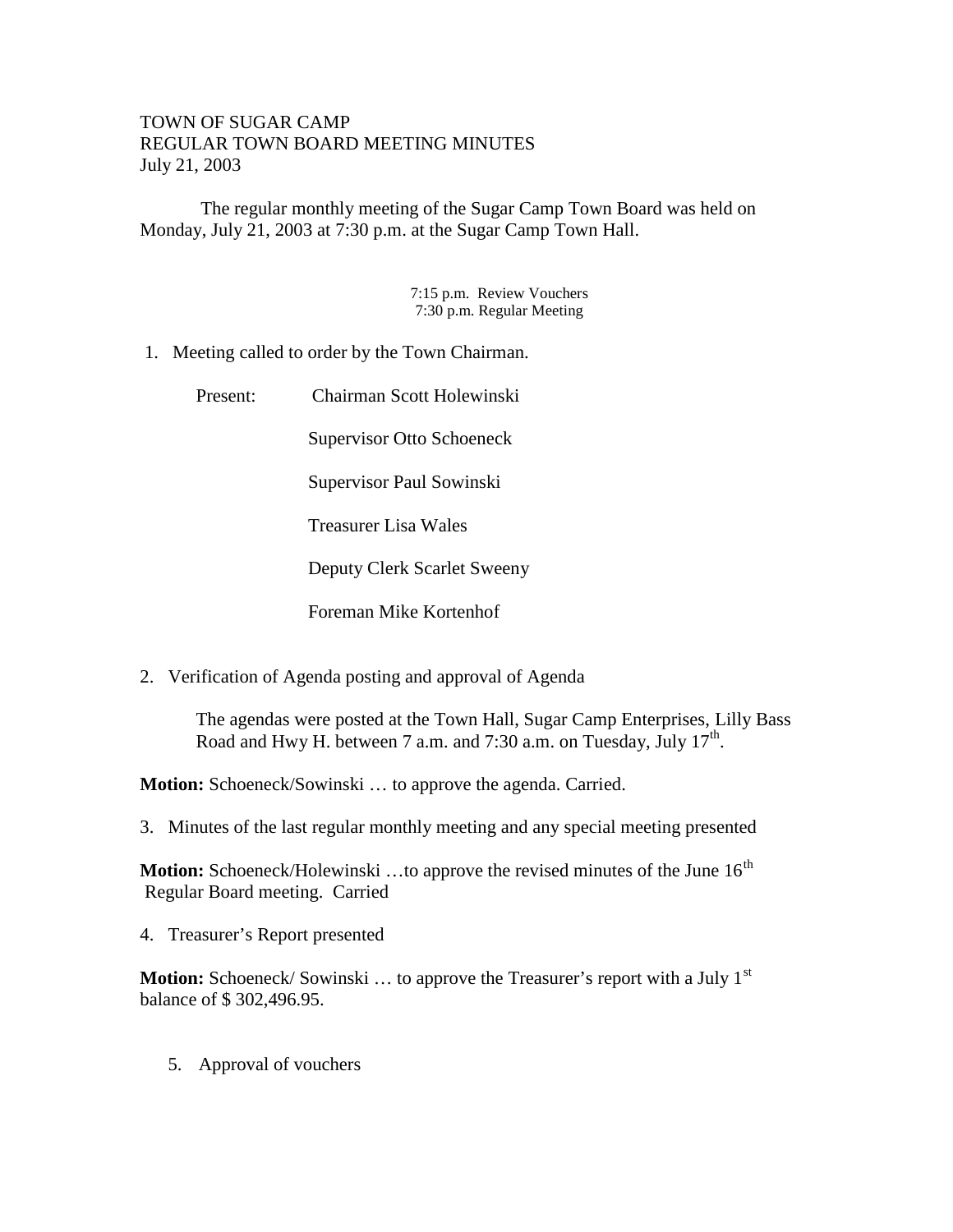TOWN OF SUGAR CAMP
REGULAR TOWN BOARD MEETING MINUTES
July 21, 2003

The regular monthly meeting of the Sugar Camp Town Board was held on Monday, July 21, 2003 at 7:30 p.m. at the Sugar Camp Town Hall.

7:15 p.m. Review Vouchers
7:30 p.m. Regular Meeting

1. Meeting called to order by the Town Chairman.

   Present: Chairman Scott Holewinski

   Supervisor Otto Schoeneck

   Supervisor Paul Sowinski

   Treasurer Lisa Wales

   Deputy Clerk Scarlet Sweeny

   Foreman Mike Kortenhof

2. Verification of Agenda posting and approval of Agenda

   The agendas were posted at the Town Hall, Sugar Camp Enterprises, Lilly Bass Road and Hwy H. between 7 a.m. and 7:30 a.m. on Tuesday, July 17th.

**Motion:** Schoeneck/Sowinski … to approve the agenda. Carried.

3. Minutes of the last regular monthly meeting and any special meeting presented

**Motion:** Schoeneck/Holewinski …to approve the revised minutes of the June 16th Regular Board meeting. Carried

4. Treasurer's Report presented

**Motion:** Schoeneck/ Sowinski … to approve the Treasurer's report with a July 1st balance of $ 302,496.95.

5. Approval of vouchers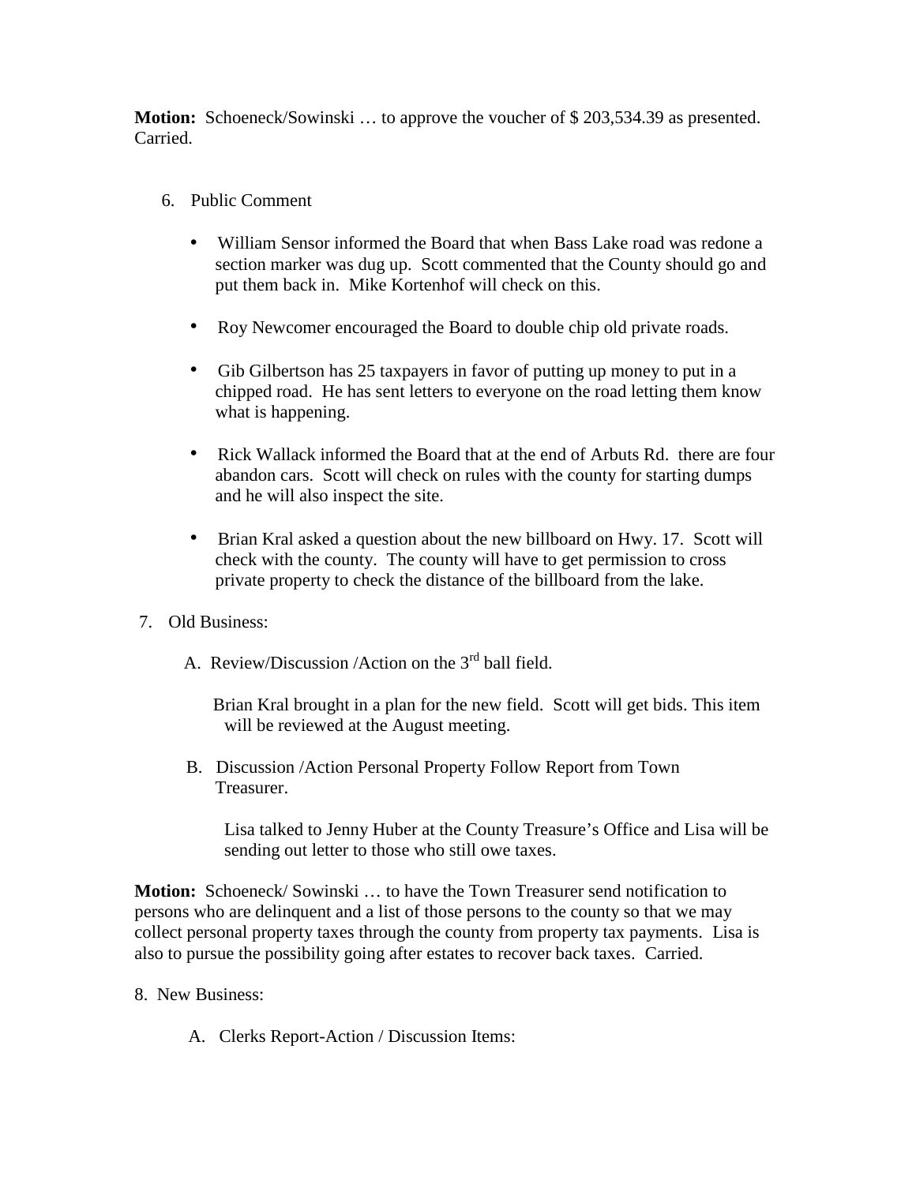**Motion:** Schoeneck/Sowinski … to approve the voucher of $ 203,534.39 as presented. Carried.

6. Public Comment

- William Sensor informed the Board that when Bass Lake road was redone a section marker was dug up. Scott commented that the County should go and put them back in. Mike Kortenhof will check on this.

- Roy Newcomer encouraged the Board to double chip old private roads.

- Gib Gilbertson has 25 taxpayers in favor of putting up money to put in a chipped road. He has sent letters to everyone on the road letting them know what is happening.

- Rick Wallack informed the Board that at the end of Arbuts Rd. there are four abandon cars. Scott will check on rules with the county for starting dumps and he will also inspect the site.

- Brian Kral asked a question about the new billboard on Hwy. 17. Scott will check with the county. The county will have to get permission to cross private property to check the distance of the billboard from the lake.

7. Old Business:

A. Review/Discussion /Action on the 3rd ball field.

Brian Kral brought in a plan for the new field. Scott will get bids. This item will be reviewed at the August meeting.

B. Discussion /Action Personal Property Follow Report from Town Treasurer.

Lisa talked to Jenny Huber at the County Treasure's Office and Lisa will be sending out letter to those who still owe taxes.

**Motion:** Schoeneck/ Sowinski … to have the Town Treasurer send notification to persons who are delinquent and a list of those persons to the county so that we may collect personal property taxes through the county from property tax payments. Lisa is also to pursue the possibility going after estates to recover back taxes. Carried.

8. New Business:

A. Clerks Report-Action / Discussion Items: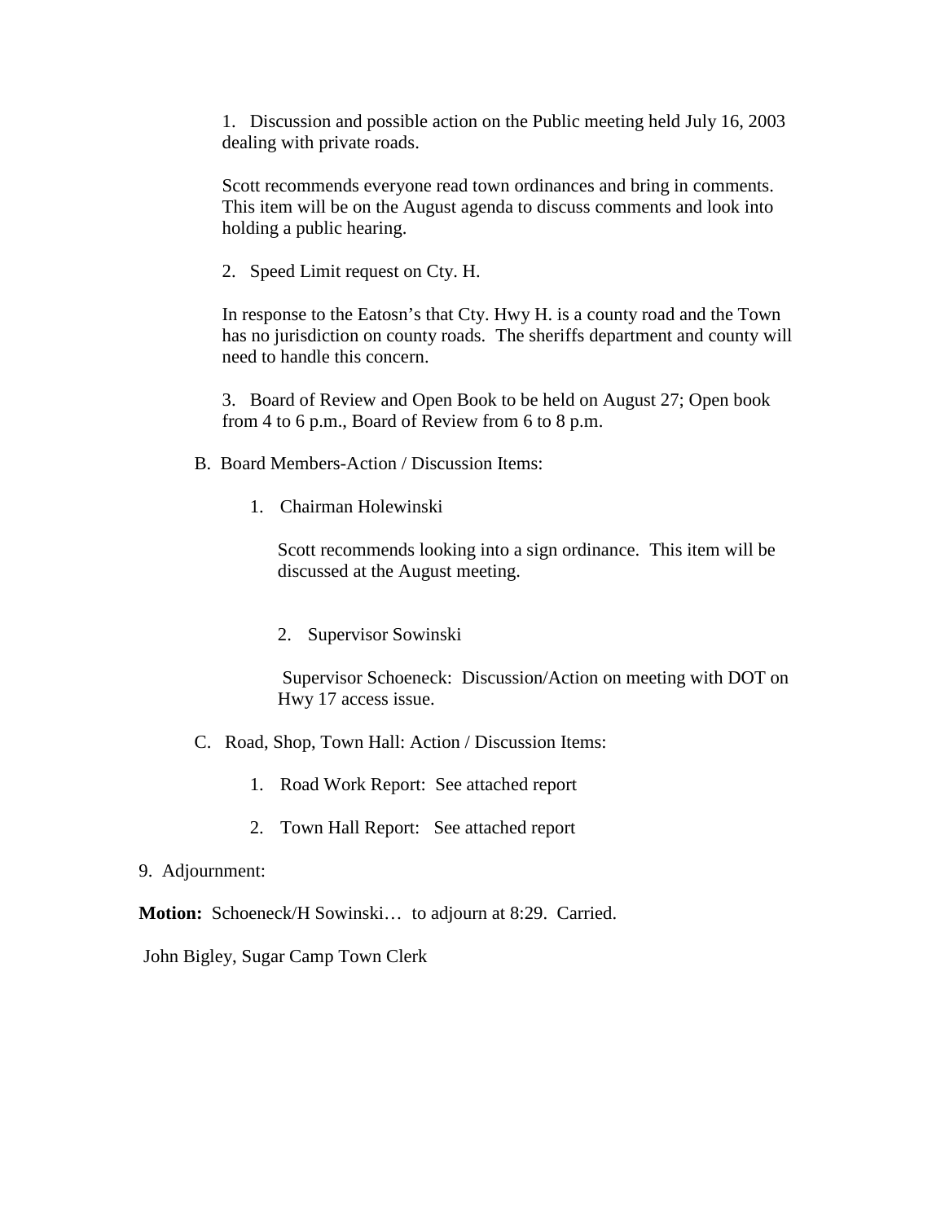1. Discussion and possible action on the Public meeting held July 16, 2003 dealing with private roads.

Scott recommends everyone read town ordinances and bring in comments. This item will be on the August agenda to discuss comments and look into holding a public hearing.

2. Speed Limit request on Cty. H.

In response to the Eatosn's that Cty. Hwy H. is a county road and the Town has no jurisdiction on county roads. The sheriffs department and county will need to handle this concern.

3. Board of Review and Open Book to be held on August 27; Open book from 4 to 6 p.m., Board of Review from 6 to 8 p.m.

B. Board Members-Action / Discussion Items:

1. Chairman Holewinski

   Scott recommends looking into a sign ordinance. This item will be discussed at the August meeting.

2. Supervisor Sowinski

   Supervisor Schoeneck: Discussion/Action on meeting with DOT on Hwy 17 access issue.

C. Road, Shop, Town Hall: Action / Discussion Items:

1. Road Work Report: See attached report

2. Town Hall Report: See attached report

9. Adjournment:

**Motion:** Schoeneck/H Sowinski… to adjourn at 8:29. Carried.

John Bigley, Sugar Camp Town Clerk